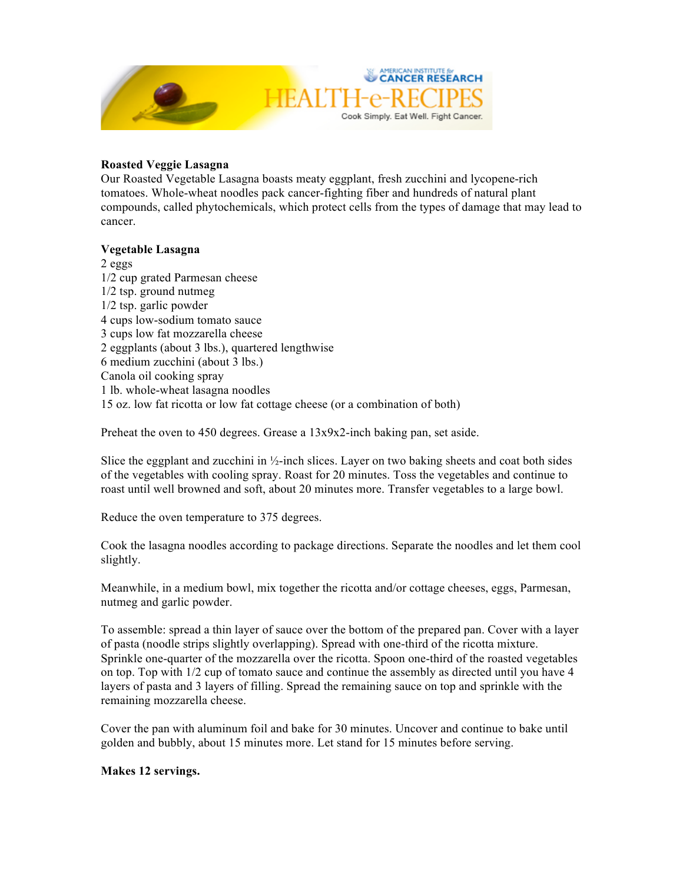AMERICAN INSTITUTE for CANCER RESEARCH

HEALTH-e-RECIPES

Cook Simply. Eat Well. Fight Cancer.

**Roasted Veggie Lasagna**

Our Roasted Vegetable Lasagna boasts meaty eggplant, fresh zucchini and lycopene-rich tomatoes. Whole-wheat noodles pack cancer-fighting fiber and hundreds of natural plant compounds, called phytochemicals, which protect cells from the types of damage that may lead to cancer.

**Vegetable Lasagna**

2 eggs
1/2 cup grated Parmesan cheese
1/2 tsp. ground nutmeg
1/2 tsp. garlic powder
4 cups low-sodium tomato sauce
3 cups low fat mozzarella cheese
2 eggplants (about 3 lbs.), quartered lengthwise
6 medium zucchini (about 3 lbs.)
Canola oil cooking spray
1 lb. whole-wheat lasagna noodles
15 oz. low fat ricotta or low fat cottage cheese (or a combination of both)

Preheat the oven to 450 degrees. Grease a 13x9x2-inch baking pan, set aside.

Slice the eggplant and zucchini in ½-inch slices. Layer on two baking sheets and coat both sides of the vegetables with cooling spray. Roast for 20 minutes. Toss the vegetables and continue to roast until well browned and soft, about 20 minutes more. Transfer vegetables to a large bowl.

Reduce the oven temperature to 375 degrees.

Cook the lasagna noodles according to package directions. Separate the noodles and let them cool slightly.

Meanwhile, in a medium bowl, mix together the ricotta and/or cottage cheeses, eggs, Parmesan, nutmeg and garlic powder.

To assemble: spread a thin layer of sauce over the bottom of the prepared pan. Cover with a layer of pasta (noodle strips slightly overlapping). Spread with one-third of the ricotta mixture. Sprinkle one-quarter of the mozzarella over the ricotta. Spoon one-third of the roasted vegetables on top. Top with 1/2 cup of tomato sauce and continue the assembly as directed until you have 4 layers of pasta and 3 layers of filling. Spread the remaining sauce on top and sprinkle with the remaining mozzarella cheese.

Cover the pan with aluminum foil and bake for 30 minutes. Uncover and continue to bake until golden and bubbly, about 15 minutes more. Let stand for 15 minutes before serving.

**Makes 12 servings.**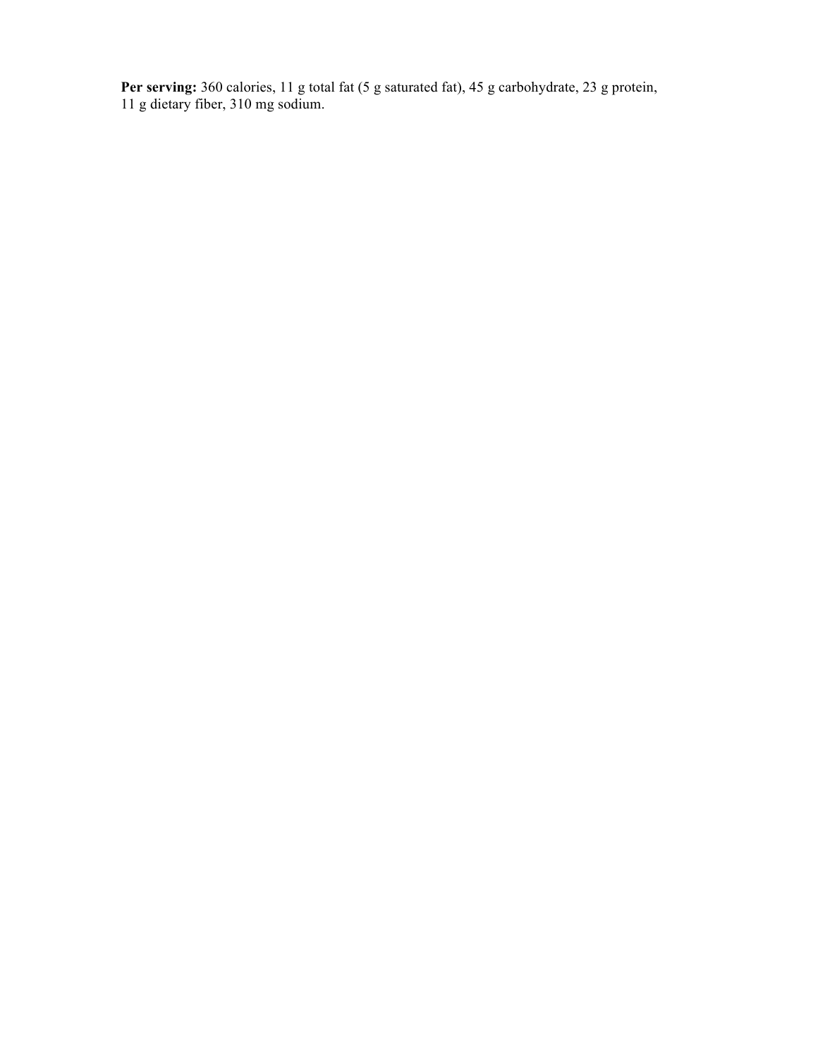**Per serving:** 360 calories, 11 g total fat (5 g saturated fat), 45 g carbohydrate, 23 g protein, 11 g dietary fiber, 310 mg sodium.